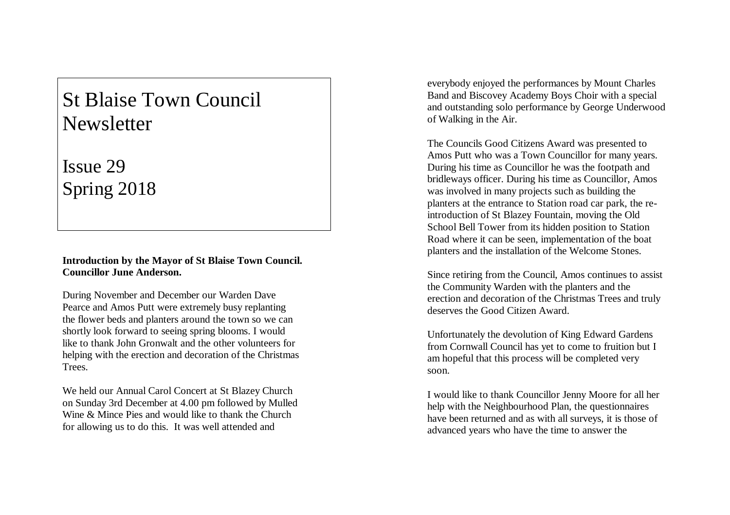# St Blaise Town Council Newsletter

## Issue 29
## Spring 2018

**Introduction by the Mayor of St Blaise Town Council. Councillor June Anderson.**

During November and December our Warden Dave Pearce and Amos Putt were extremely busy replanting the flower beds and planters around the town so we can shortly look forward to seeing spring blooms. I would like to thank John Gronwalt and the other volunteers for helping with the erection and decoration of the Christmas Trees.

We held our Annual Carol Concert at St Blazey Church on Sunday 3rd December at 4.00 pm followed by Mulled Wine & Mince Pies and would like to thank the Church for allowing us to do this. It was well attended and everybody enjoyed the performances by Mount Charles Band and Biscovey Academy Boys Choir with a special and outstanding solo performance by George Underwood of Walking in the Air.

The Councils Good Citizens Award was presented to Amos Putt who was a Town Councillor for many years. During his time as Councillor he was the footpath and bridleways officer. During his time as Councillor, Amos was involved in many projects such as building the planters at the entrance to Station road car park, the re-introduction of St Blazey Fountain, moving the Old School Bell Tower from its hidden position to Station Road where it can be seen, implementation of the boat planters and the installation of the Welcome Stones.

Since retiring from the Council, Amos continues to assist the Community Warden with the planters and the erection and decoration of the Christmas Trees and truly deserves the Good Citizen Award.

Unfortunately the devolution of King Edward Gardens from Cornwall Council has yet to come to fruition but I am hopeful that this process will be completed very soon.

I would like to thank Councillor Jenny Moore for all her help with the Neighbourhood Plan, the questionnaires have been returned and as with all surveys, it is those of advanced years who have the time to answer the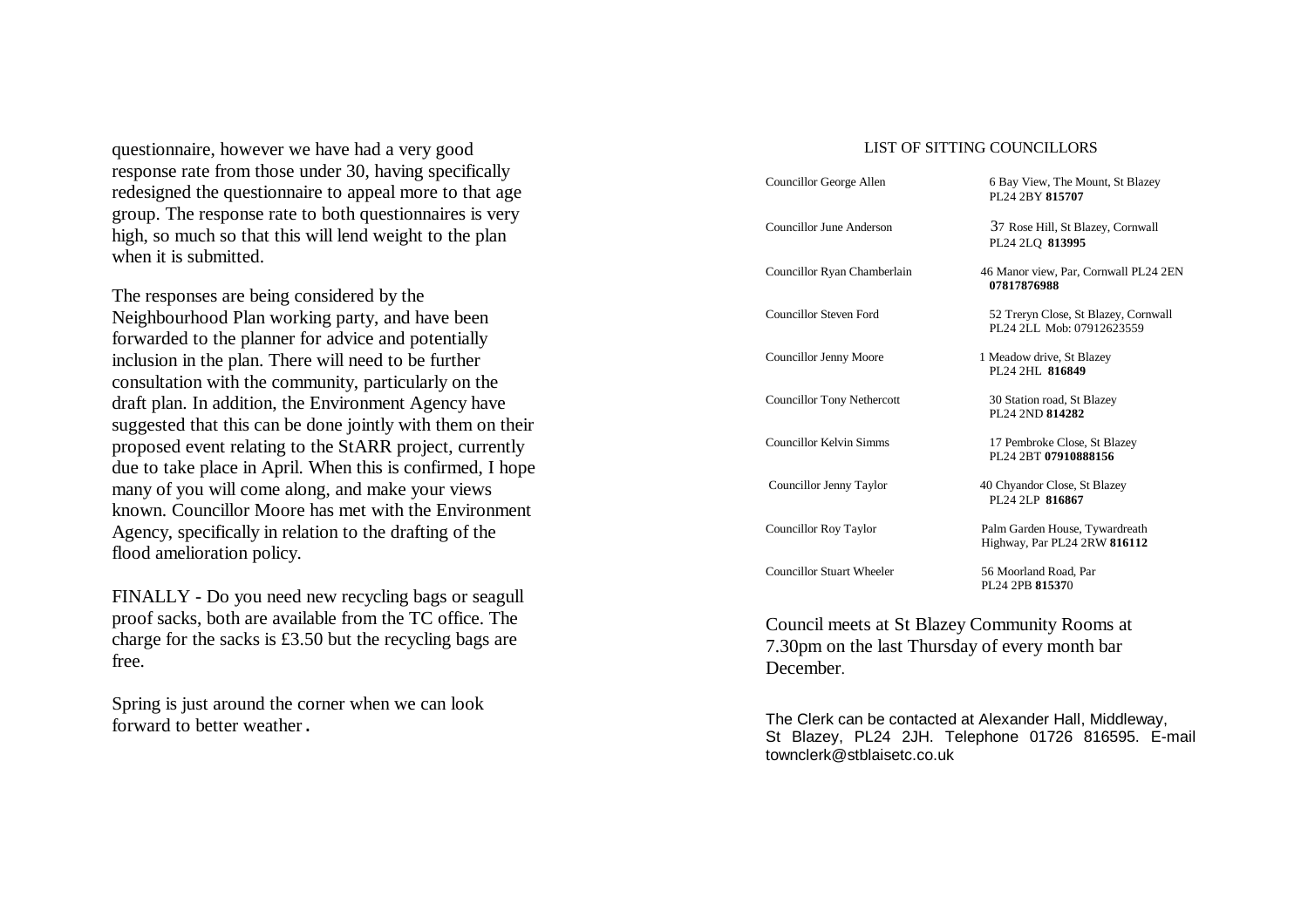questionnaire, however we have had a very good response rate from those under 30, having specifically redesigned the questionnaire to appeal more to that age group. The response rate to both questionnaires is very high, so much so that this will lend weight to the plan when it is submitted.

The responses are being considered by the Neighbourhood Plan working party, and have been forwarded to the planner for advice and potentially inclusion in the plan. There will need to be further consultation with the community, particularly on the draft plan. In addition, the Environment Agency have suggested that this can be done jointly with them on their proposed event relating to the StARR project, currently due to take place in April. When this is confirmed, I hope many of you will come along, and make your views known. Councillor Moore has met with the Environment Agency, specifically in relation to the drafting of the flood amelioration policy.

FINALLY - Do you need new recycling bags or seagull proof sacks, both are available from the TC office. The charge for the sacks is £3.50 but the recycling bags are free.

Spring is just around the corner when we can look forward to better weather.

LIST OF SITTING COUNCILLORS

| | |
|---|---|
| Councillor George Allen | 6 Bay View, The Mount, St Blazey PL24 2BY **815707** |
| Councillor June Anderson | 37 Rose Hill, St Blazey, Cornwall PL24 2LQ **813995** |
| Councillor Ryan Chamberlain | 46 Manor view, Par, Cornwall PL24 2EN **07817876988** |
| Councillor Steven Ford | 52 Treryn Close, St Blazey, Cornwall PL24 2LL Mob: 07912623559 |
| Councillor Jenny Moore | 1 Meadow drive, St Blazey PL24 2HL **816849** |
| Councillor Tony Nethercott | 30 Station road, St Blazey PL24 2ND **814282** |
| Councillor Kelvin Simms | 17 Pembroke Close, St Blazey PL24 2BT **07910888156** |
| Councillor Jenny Taylor | 40 Chyandor Close, St Blazey PL24 2LP **816867** |
| Councillor Roy Taylor | Palm Garden House, Tywardreath Highway, Par PL24 2RW **816112** |
| Councillor Stuart Wheeler | 56 Moorland Road, Par PL24 2PB **81537**0 |

Council meets at St Blazey Community Rooms at 7.30pm on the last Thursday of every month bar December.

The Clerk can be contacted at Alexander Hall, Middleway, St Blazey, PL24 2JH. Telephone 01726 816595. E-mail townclerk@stblaisetc.co.uk